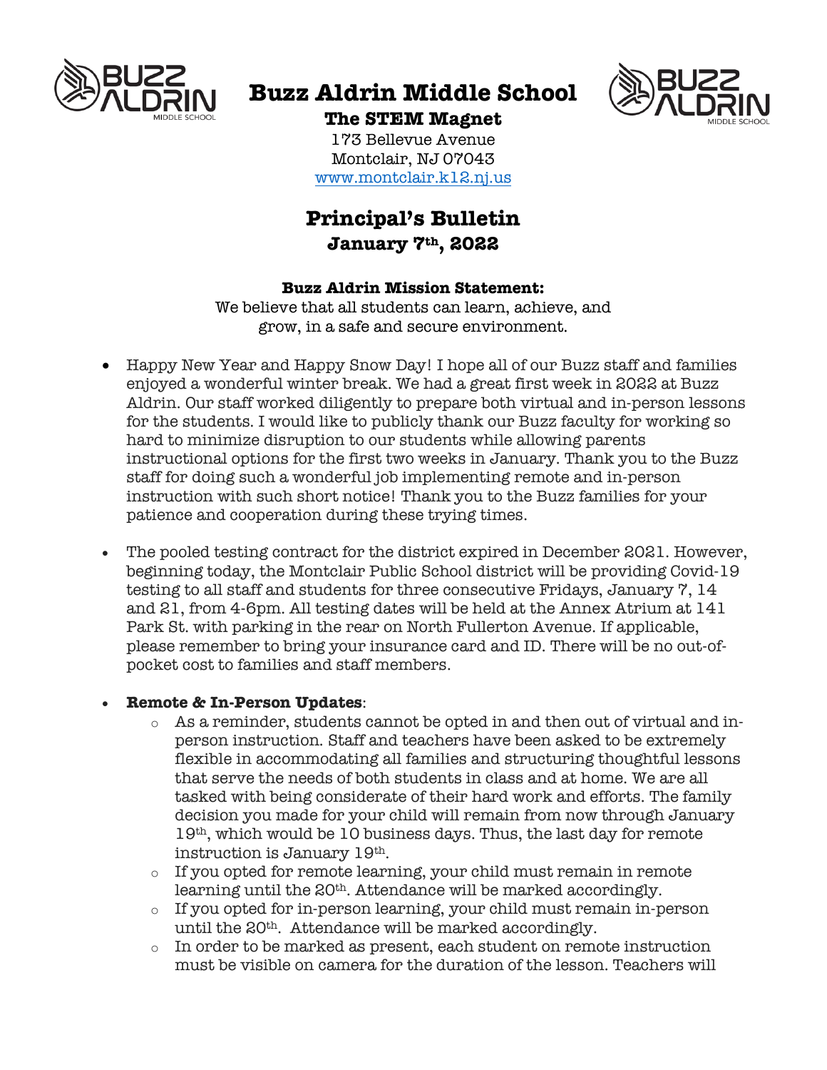# Buzz Aldrin Middle School

**The STEM Magnet**

173 Bellevue Avenue
Montclair, NJ 07043
www.montclair.k12.nj.us

## Principal's Bulletin

**January 7th, 2022**

**Buzz Aldrin Mission Statement:**

We believe that all students can learn, achieve, and grow, in a safe and secure environment.

- Happy New Year and Happy Snow Day! I hope all of our Buzz staff and families enjoyed a wonderful winter break. We had a great first week in 2022 at Buzz Aldrin. Our staff worked diligently to prepare both virtual and in-person lessons for the students. I would like to publicly thank our Buzz faculty for working so hard to minimize disruption to our students while allowing parents instructional options for the first two weeks in January. Thank you to the Buzz staff for doing such a wonderful job implementing remote and in-person instruction with such short notice! Thank you to the Buzz families for your patience and cooperation during these trying times.

- The pooled testing contract for the district expired in December 2021. However, beginning today, the Montclair Public School district will be providing Covid-19 testing to all staff and students for three consecutive Fridays, January 7, 14 and 21, from 4-6pm. All testing dates will be held at the Annex Atrium at 141 Park St. with parking in the rear on North Fullerton Avenue. If applicable, please remember to bring your insurance card and ID. There will be no out-of-pocket cost to families and staff members.

- **Remote & In-Person Updates**:
  - As a reminder, students cannot be opted in and then out of virtual and in-person instruction. Staff and teachers have been asked to be extremely flexible in accommodating all families and structuring thoughtful lessons that serve the needs of both students in class and at home. We are all tasked with being considerate of their hard work and efforts. The family decision you made for your child will remain from now through January 19th, which would be 10 business days. Thus, the last day for remote instruction is January 19th.
  - If you opted for remote learning, your child must remain in remote learning until the 20th. Attendance will be marked accordingly.
  - If you opted for in-person learning, your child must remain in-person until the 20th. Attendance will be marked accordingly.
  - In order to be marked as present, each student on remote instruction must be visible on camera for the duration of the lesson. Teachers will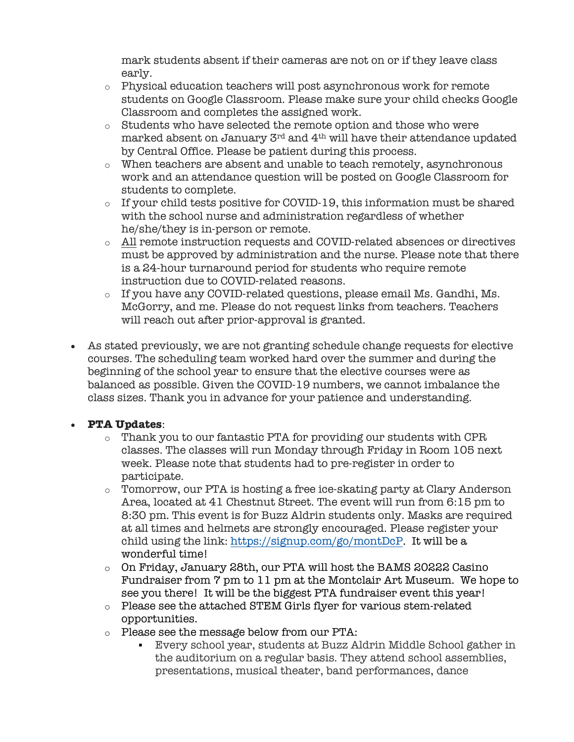mark students absent if their cameras are not on or if they leave class early.
  - Physical education teachers will post asynchronous work for remote students on Google Classroom. Please make sure your child checks Google Classroom and completes the assigned work.
  - Students who have selected the remote option and those who were marked absent on January 3rd and 4th will have their attendance updated by Central Office. Please be patient during this process.
  - When teachers are absent and unable to teach remotely, asynchronous work and an attendance question will be posted on Google Classroom for students to complete.
  - If your child tests positive for COVID-19, this information must be shared with the school nurse and administration regardless of whether he/she/they is in-person or remote.
  - All remote instruction requests and COVID-related absences or directives must be approved by administration and the nurse. Please note that there is a 24-hour turnaround period for students who require remote instruction due to COVID-related reasons.
  - If you have any COVID-related questions, please email Ms. Gandhi, Ms. McGorry, and me. Please do not request links from teachers. Teachers will reach out after prior-approval is granted.

- As stated previously, we are not granting schedule change requests for elective courses. The scheduling team worked hard over the summer and during the beginning of the school year to ensure that the elective courses were as balanced as possible. Given the COVID-19 numbers, we cannot imbalance the class sizes. Thank you in advance for your patience and understanding.

- **PTA Updates**:
  - Thank you to our fantastic PTA for providing our students with CPR classes. The classes will run Monday through Friday in Room 105 next week. Please note that students had to pre-register in order to participate.
  - Tomorrow, our PTA is hosting a free ice-skating party at Clary Anderson Area, located at 41 Chestnut Street. The event will run from 6:15 pm to 8:30 pm. This event is for Buzz Aldrin students only. Masks are required at all times and helmets are strongly encouraged. Please register your child using the link: https://signup.com/go/montDcP. It will be a wonderful time!
  - On Friday, January 28th, our PTA will host the BAMS 20222 Casino Fundraiser from 7 pm to 11 pm at the Montclair Art Museum. We hope to see you there! It will be the biggest PTA fundraiser event this year!
  - Please see the attached STEM Girls flyer for various stem-related opportunities.
  - Please see the message below from our PTA:
    - Every school year, students at Buzz Aldrin Middle School gather in the auditorium on a regular basis. They attend school assemblies, presentations, musical theater, band performances, dance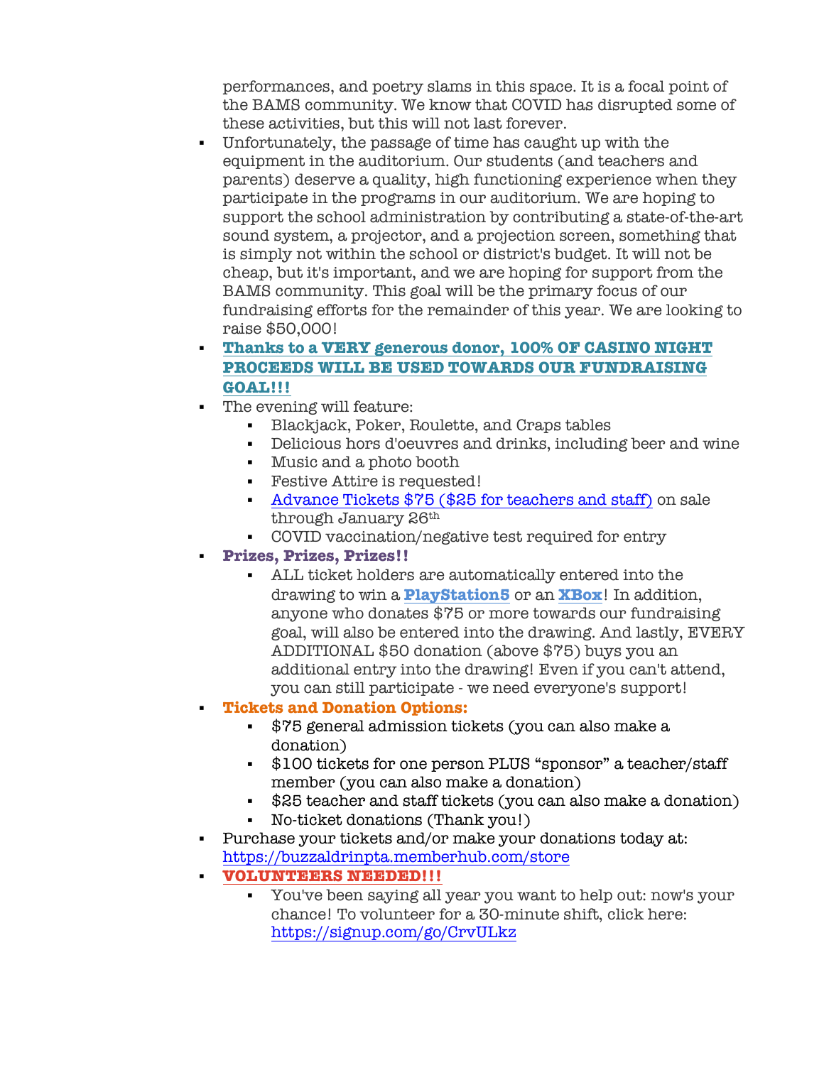performances, and poetry slams in this space. It is a focal point of the BAMS community. We know that COVID has disrupted some of these activities, but this will not last forever.

- Unfortunately, the passage of time has caught up with the equipment in the auditorium. Our students (and teachers and parents) deserve a quality, high functioning experience when they participate in the programs in our auditorium. We are hoping to support the school administration by contributing a state-of-the-art sound system, a projector, and a projection screen, something that is simply not within the school or district's budget. It will not be cheap, but it's important, and we are hoping for support from the BAMS community. This goal will be the primary focus of our fundraising efforts for the remainder of this year. We are looking to raise $50,000!
- **Thanks to a VERY generous donor, 100% OF CASINO NIGHT PROCEEDS WILL BE USED TOWARDS OUR FUNDRAISING GOAL!!!**
- The evening will feature:
  - Blackjack, Poker, Roulette, and Craps tables
  - Delicious hors d'oeuvres and drinks, including beer and wine
  - Music and a photo booth
  - Festive Attire is requested!
  - Advance Tickets $75 ($25 for teachers and staff) on sale through January 26th
  - COVID vaccination/negative test required for entry
- **Prizes, Prizes, Prizes!!**
  - ALL ticket holders are automatically entered into the drawing to win a **PlayStation5** or an **XBox**! In addition, anyone who donates $75 or more towards our fundraising goal, will also be entered into the drawing. And lastly, EVERY ADDITIONAL $50 donation (above $75) buys you an additional entry into the drawing! Even if you can't attend, you can still participate - we need everyone's support!
- **Tickets and Donation Options:**
  - $75 general admission tickets (you can also make a donation)
  - $100 tickets for one person PLUS "sponsor" a teacher/staff member (you can also make a donation)
  - $25 teacher and staff tickets (you can also make a donation)
  - No-ticket donations (Thank you!)
- Purchase your tickets and/or make your donations today at: https://buzzaldrinpta.memberhub.com/store
- **VOLUNTEERS NEEDED!!!**
  - You've been saying all year you want to help out: now's your chance! To volunteer for a 30-minute shift, click here: https://signup.com/go/CrvULkz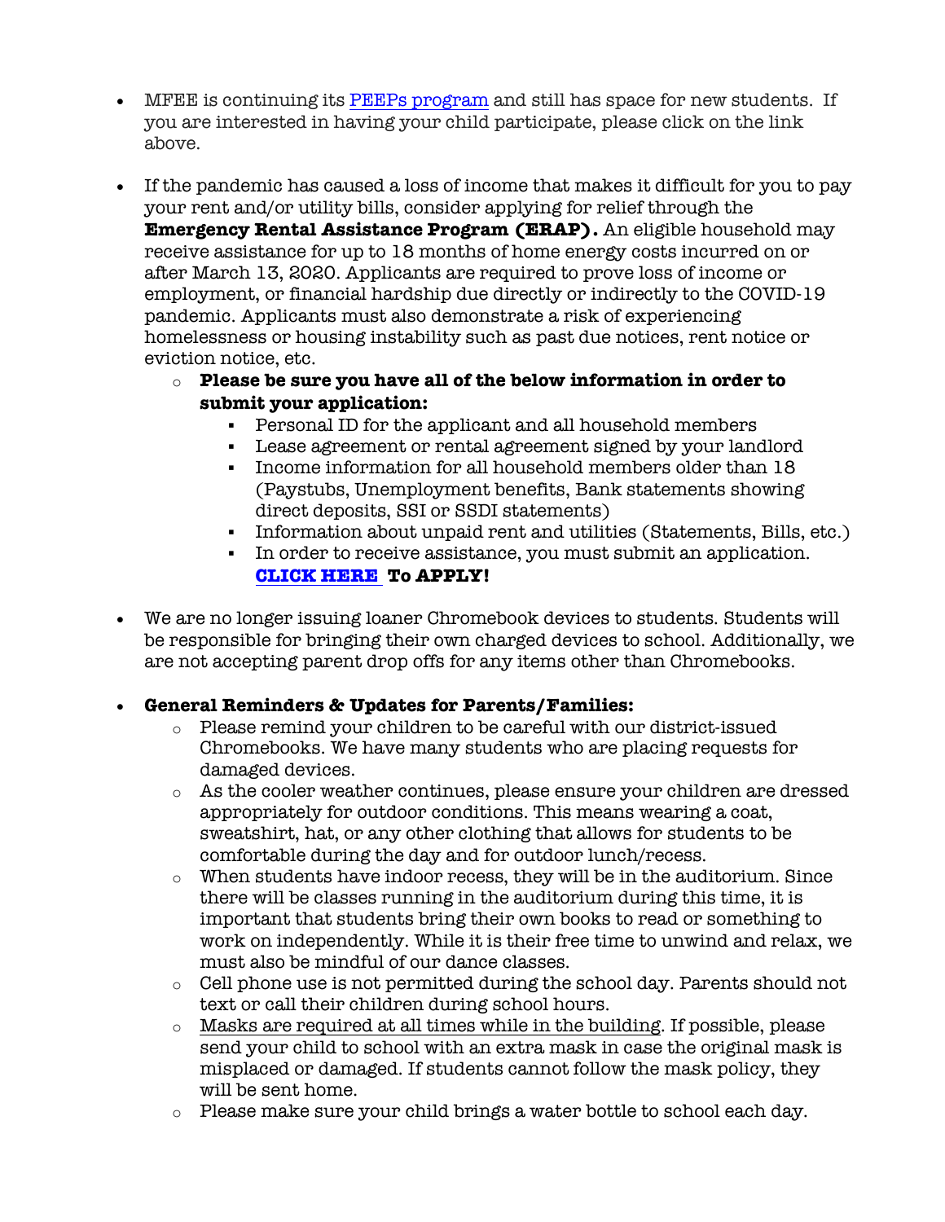- MFEE is continuing its PEEPs program and still has space for new students. If you are interested in having your child participate, please click on the link above.

- If the pandemic has caused a loss of income that makes it difficult for you to pay your rent and/or utility bills, consider applying for relief through the **Emergency Rental Assistance Program (ERAP).** An eligible household may receive assistance for up to 18 months of home energy costs incurred on or after March 13, 2020. Applicants are required to prove loss of income or employment, or financial hardship due directly or indirectly to the COVID-19 pandemic. Applicants must also demonstrate a risk of experiencing homelessness or housing instability such as past due notices, rent notice or eviction notice, etc.
    - **Please be sure you have all of the below information in order to submit your application:**
        - Personal ID for the applicant and all household members
        - Lease agreement or rental agreement signed by your landlord
        - Income information for all household members older than 18 (Paystubs, Unemployment benefits, Bank statements showing direct deposits, SSI or SSDI statements)
        - Information about unpaid rent and utilities (Statements, Bills, etc.)
        - In order to receive assistance, you must submit an application. **CLICK HERE To APPLY!**

- We are no longer issuing loaner Chromebook devices to students. Students will be responsible for bringing their own charged devices to school. Additionally, we are not accepting parent drop offs for any items other than Chromebooks.

- **General Reminders & Updates for Parents/Families:**
    - Please remind your children to be careful with our district-issued Chromebooks. We have many students who are placing requests for damaged devices.
    - As the cooler weather continues, please ensure your children are dressed appropriately for outdoor conditions. This means wearing a coat, sweatshirt, hat, or any other clothing that allows for students to be comfortable during the day and for outdoor lunch/recess.
    - When students have indoor recess, they will be in the auditorium. Since there will be classes running in the auditorium during this time, it is important that students bring their own books to read or something to work on independently. While it is their free time to unwind and relax, we must also be mindful of our dance classes.
    - Cell phone use is not permitted during the school day. Parents should not text or call their children during school hours.
    - Masks are required at all times while in the building. If possible, please send your child to school with an extra mask in case the original mask is misplaced or damaged. If students cannot follow the mask policy, they will be sent home.
    - Please make sure your child brings a water bottle to school each day.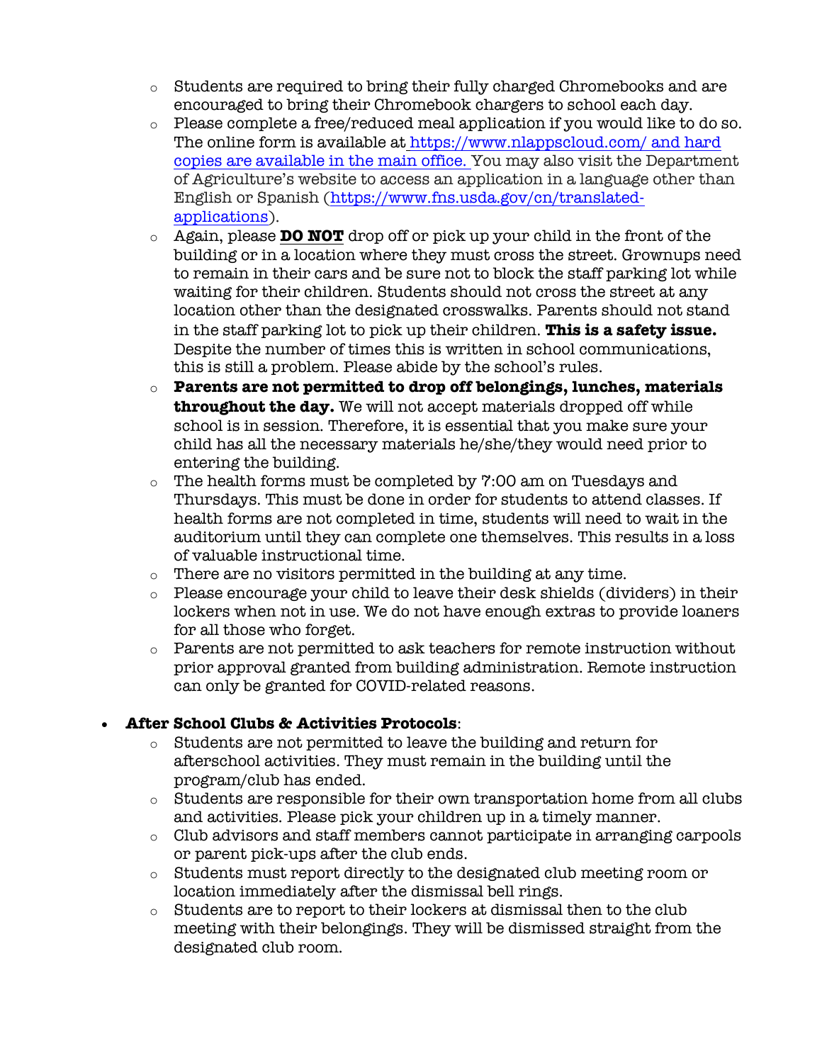- Students are required to bring their fully charged Chromebooks and are encouraged to bring their Chromebook chargers to school each day.
- Please complete a free/reduced meal application if you would like to do so. The online form is available at https://www.nlappscloud.com/ and hard copies are available in the main office. You may also visit the Department of Agriculture's website to access an application in a language other than English or Spanish (https://www.fns.usda.gov/cn/translated-applications).
- Again, please **DO NOT** drop off or pick up your child in the front of the building or in a location where they must cross the street. Grownups need to remain in their cars and be sure not to block the staff parking lot while waiting for their children. Students should not cross the street at any location other than the designated crosswalks. Parents should not stand in the staff parking lot to pick up their children. **This is a safety issue.** Despite the number of times this is written in school communications, this is still a problem. Please abide by the school's rules.
- **Parents are not permitted to drop off belongings, lunches, materials throughout the day.** We will not accept materials dropped off while school is in session. Therefore, it is essential that you make sure your child has all the necessary materials he/she/they would need prior to entering the building.
- The health forms must be completed by 7:00 am on Tuesdays and Thursdays. This must be done in order for students to attend classes. If health forms are not completed in time, students will need to wait in the auditorium until they can complete one themselves. This results in a loss of valuable instructional time.
- There are no visitors permitted in the building at any time.
- Please encourage your child to leave their desk shields (dividers) in their lockers when not in use. We do not have enough extras to provide loaners for all those who forget.
- Parents are not permitted to ask teachers for remote instruction without prior approval granted from building administration. Remote instruction can only be granted for COVID-related reasons.

- **After School Clubs & Activities Protocols**:
  - Students are not permitted to leave the building and return for afterschool activities. They must remain in the building until the program/club has ended.
  - Students are responsible for their own transportation home from all clubs and activities. Please pick your children up in a timely manner.
  - Club advisors and staff members cannot participate in arranging carpools or parent pick-ups after the club ends.
  - Students must report directly to the designated club meeting room or location immediately after the dismissal bell rings.
  - Students are to report to their lockers at dismissal then to the club meeting with their belongings. They will be dismissed straight from the designated club room.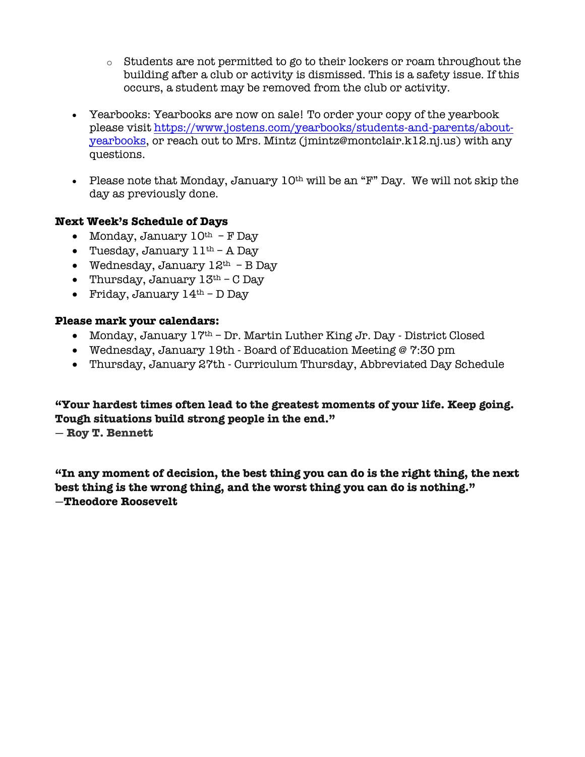- Students are not permitted to go to their lockers or roam throughout the building after a club or activity is dismissed. This is a safety issue. If this occurs, a student may be removed from the club or activity.

- Yearbooks: Yearbooks are now on sale! To order your copy of the yearbook please visit [https://www.jostens.com/yearbooks/students-and-parents/about-yearbooks](https://www.jostens.com/yearbooks/students-and-parents/about-yearbooks), or reach out to Mrs. Mintz (jmintz@montclair.k12.nj.us) with any questions.

- Please note that Monday, January 10th will be an "F" Day. We will not skip the day as previously done.

**Next Week's Schedule of Days**

- Monday, January 10th – F Day
- Tuesday, January 11th – A Day
- Wednesday, January 12th – B Day
- Thursday, January 13th – C Day
- Friday, January 14th – D Day

**Please mark your calendars:**

- Monday, January 17th – Dr. Martin Luther King Jr. Day - District Closed
- Wednesday, January 19th - Board of Education Meeting @ 7:30 pm
- Thursday, January 27th - Curriculum Thursday, Abbreviated Day Schedule

**"Your hardest times often lead to the greatest moments of your life. Keep going. Tough situations build strong people in the end."**
**― Roy T. Bennett**

**"In any moment of decision, the best thing you can do is the right thing, the next best thing is the wrong thing, and the worst thing you can do is nothing."**
**―Theodore Roosevelt**